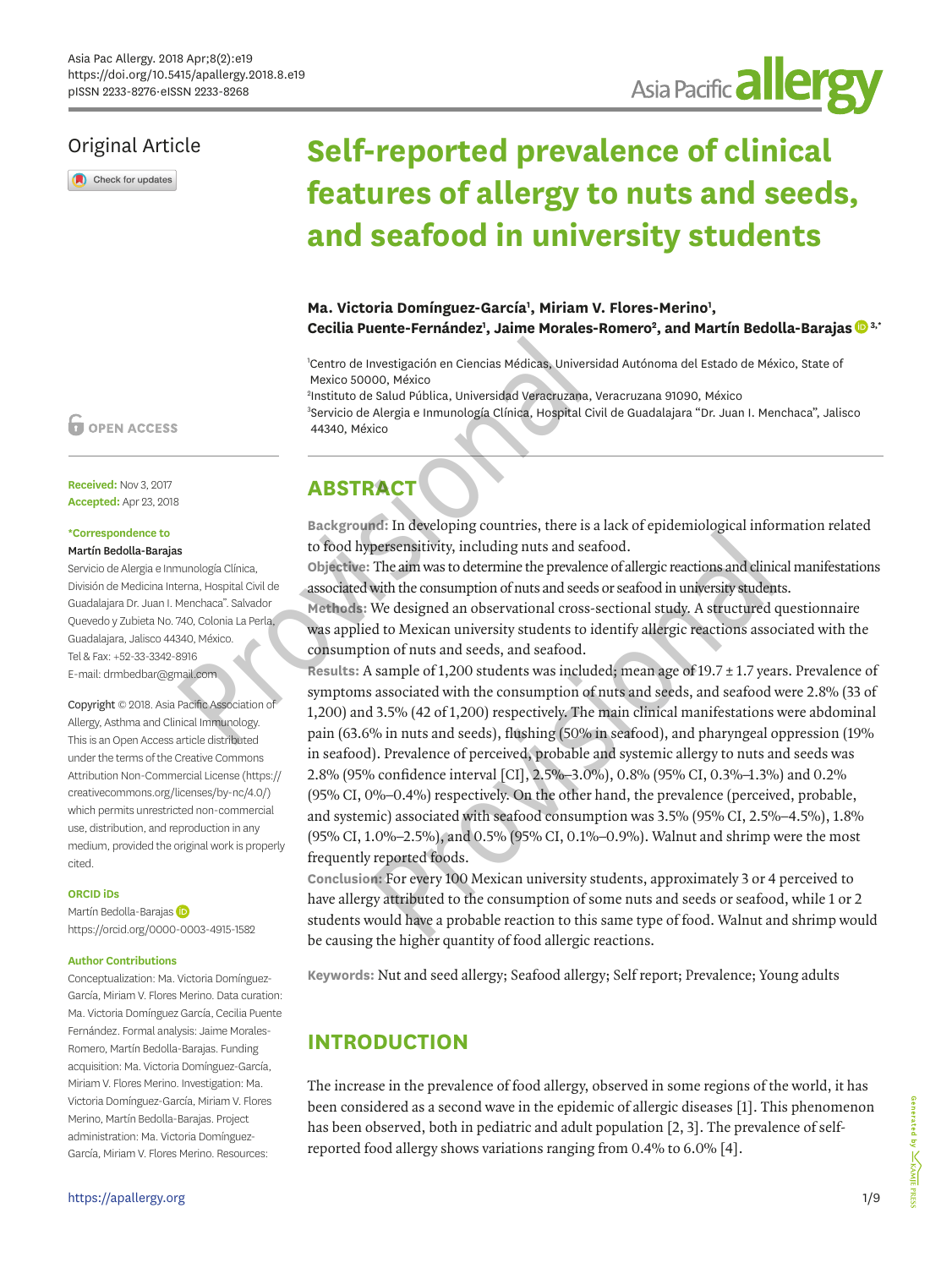Original Article

# Self-reported prevalence of clinical features of allergy to nuts and seeds, and seafood in university students

**Ma. Victoria Domínguez-García[1], Miriam V. Flores-Merino[1], Cecilia Puente-Fernández[1], Jaime Morales-Romero[2], and Martín Bedolla-Barajas[3,*]**

[1]Centro de Investigación en Ciencias Médicas, Universidad Autónoma del Estado de México, State of Mexico 50000, México
[2]Instituto de Salud Pública, Universidad Veracruzana, Veracruzana 91090, México
[3]Servicio de Alergia e Inmunología Clínica, Hospital Civil de Guadalajara "Dr. Juan I. Menchaca", Jalisco 44340, México

OPEN ACCESS

**Received:** Nov 3, 2017
**Accepted:** Apr 23, 2018

**\*Correspondence to**
**Martín Bedolla-Barajas**
Servicio de Alergia e Inmunología Clínica, División de Medicina Interna, Hospital Civil de Guadalajara Dr. Juan I. Menchaca". Salvador Quevedo y Zubieta No. 740, Colonia La Perla, Guadalajara, Jalisco 44340, México.
Tel & Fax: +52-33-3342-8916
E-mail: drmbedbar@gmail.com

Copyright © 2018. Asia Pacific Association of Allergy, Asthma and Clinical Immunology.
This is an Open Access article distributed under the terms of the Creative Commons Attribution Non-Commercial License (https://creativecommons.org/licenses/by-nc/4.0/) which permits unrestricted non-commercial use, distribution, and reproduction in any medium, provided the original work is properly cited.

**ORCID iDs**
Martín Bedolla-Barajas
https://orcid.org/0000-0003-4915-1582

**Author Contributions**
Conceptualization: Ma. Victoria Domínguez-García, Miriam V. Flores Merino. Data curation: Ma. Victoria Domínguez García, Cecilia Puente Fernández. Formal analysis: Jaime Morales-Romero, Martín Bedolla-Barajas. Funding acquisition: Ma. Victoria Domínguez-García, Miriam V. Flores Merino. Investigation: Ma. Victoria Domínguez-García, Miriam V. Flores Merino, Martín Bedolla-Barajas. Project administration: Ma. Victoria Domínguez-García, Miriam V. Flores Merino. Resources:

## ABSTRACT

**Background:** In developing countries, there is a lack of epidemiological information related to food hypersensitivity, including nuts and seafood.

**Objective:** The aim was to determine the prevalence of allergic reactions and clinical manifestations associated with the consumption of nuts and seeds or seafood in university students.

**Methods:** We designed an observational cross-sectional study. A structured questionnaire was applied to Mexican university students to identify allergic reactions associated with the consumption of nuts and seeds, and seafood.

**Results:** A sample of 1,200 students was included; mean age of 19.7 ± 1.7 years. Prevalence of symptoms associated with the consumption of nuts and seeds, and seafood were 2.8% (33 of 1,200) and 3.5% (42 of 1,200) respectively. The main clinical manifestations were abdominal pain (63.6% in nuts and seeds), flushing (50% in seafood), and pharyngeal oppression (19% in seafood). Prevalence of perceived, probable and systemic allergy to nuts and seeds was 2.8% (95% confidence interval [CI], 2.5%–3.0%), 0.8% (95% CI, 0.3%–1.3%) and 0.2% (95% CI, 0%–0.4%) respectively. On the other hand, the prevalence (perceived, probable, and systemic) associated with seafood consumption was 3.5% (95% CI, 2.5%–4.5%), 1.8% (95% CI, 1.0%–2.5%), and 0.5% (95% CI, 0.1%–0.9%). Walnut and shrimp were the most frequently reported foods.

**Conclusion:** For every 100 Mexican university students, approximately 3 or 4 perceived to have allergy attributed to the consumption of some nuts and seeds or seafood, while 1 or 2 students would have a probable reaction to this same type of food. Walnut and shrimp would be causing the higher quantity of food allergic reactions.

**Keywords:** Nut and seed allergy; Seafood allergy; Self report; Prevalence; Young adults

## INTRODUCTION

The increase in the prevalence of food allergy, observed in some regions of the world, it has been considered as a second wave in the epidemic of allergic diseases [1]. This phenomenon has been observed, both in pediatric and adult population [2, 3]. The prevalence of self-reported food allergy shows variations ranging from 0.4% to 6.0% [4].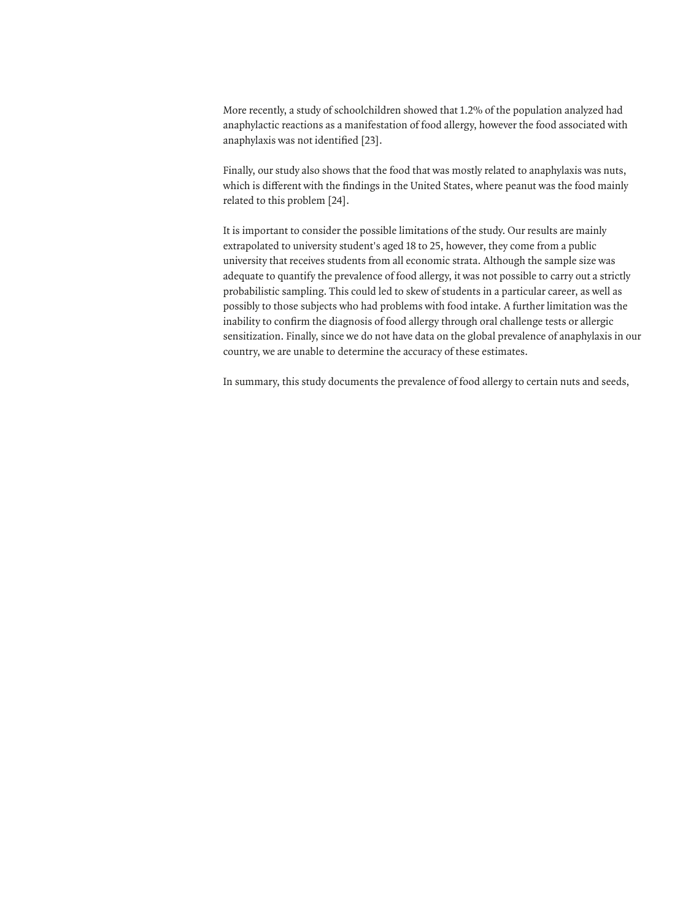More recently, a study of schoolchildren showed that 1.2% of the population analyzed had anaphylactic reactions as a manifestation of food allergy, however the food associated with anaphylaxis was not identified [23].

Finally, our study also shows that the food that was mostly related to anaphylaxis was nuts, which is different with the findings in the United States, where peanut was the food mainly related to this problem [24].

It is important to consider the possible limitations of the study. Our results are mainly extrapolated to university student's aged 18 to 25, however, they come from a public university that receives students from all economic strata. Although the sample size was adequate to quantify the prevalence of food allergy, it was not possible to carry out a strictly probabilistic sampling. This could led to skew of students in a particular career, as well as possibly to those subjects who had problems with food intake. A further limitation was the inability to confirm the diagnosis of food allergy through oral challenge tests or allergic sensitization. Finally, since we do not have data on the global prevalence of anaphylaxis in our country, we are unable to determine the accuracy of these estimates.

In summary, this study documents the prevalence of food allergy to certain nuts and seeds,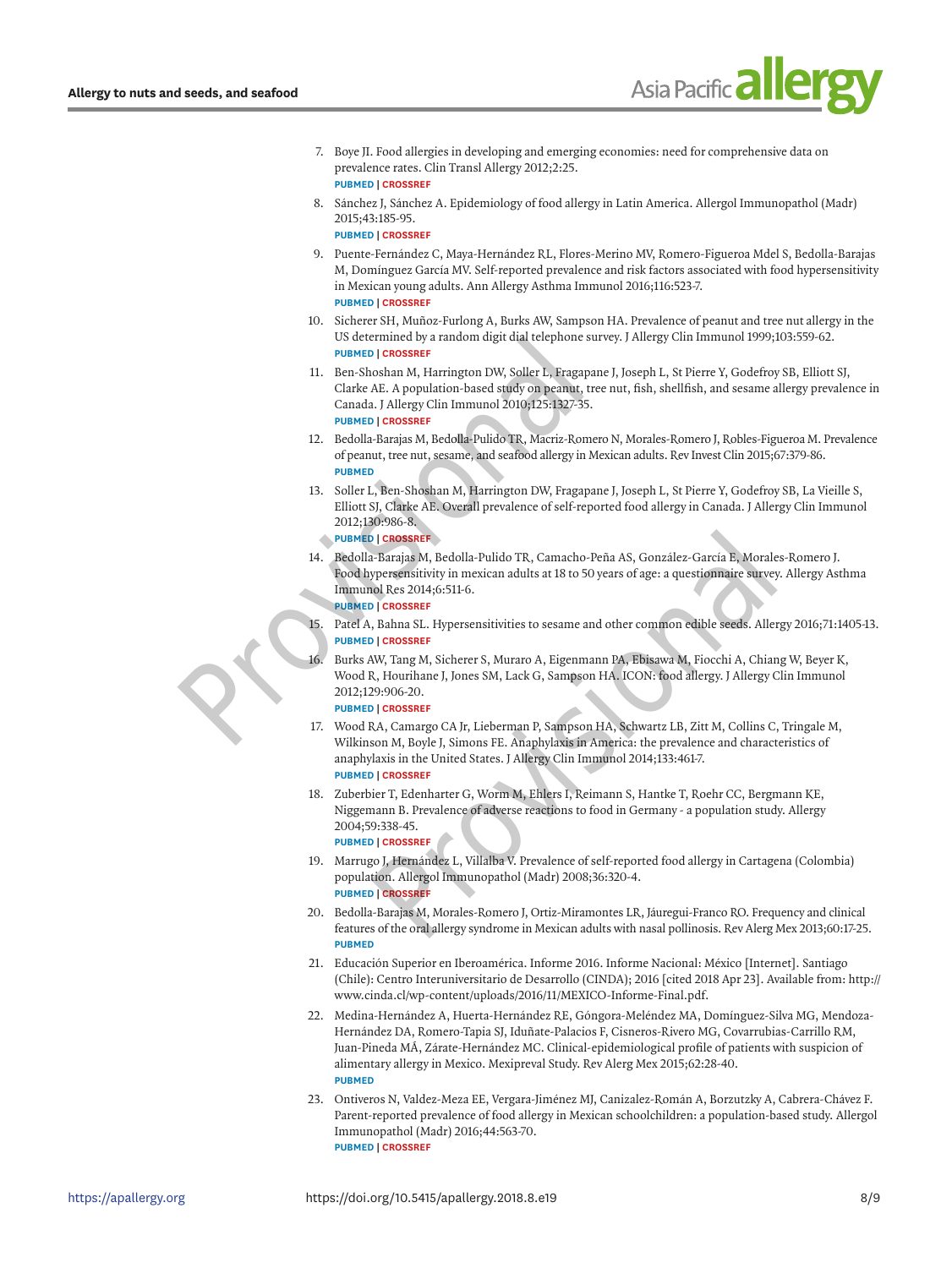7. Boye JI. Food allergies in developing and emerging economies: need for comprehensive data on prevalence rates. Clin Transl Allergy 2012;2:25.
PUBMED | CROSSREF

8. Sánchez J, Sánchez A. Epidemiology of food allergy in Latin America. Allergol Immunopathol (Madr) 2015;43:185-95.
PUBMED | CROSSREF

9. Puente-Fernández C, Maya-Hernández RL, Flores-Merino MV, Romero-Figueroa Mdel S, Bedolla-Barajas M, Domínguez García MV. Self-reported prevalence and risk factors associated with food hypersensitivity in Mexican young adults. Ann Allergy Asthma Immunol 2016;116:523-7.
PUBMED | CROSSREF

10. Sicherer SH, Muñoz-Furlong A, Burks AW, Sampson HA. Prevalence of peanut and tree nut allergy in the US determined by a random digit dial telephone survey. J Allergy Clin Immunol 1999;103:559-62.
PUBMED | CROSSREF

11. Ben-Shoshan M, Harrington DW, Soller L, Fragapane J, Joseph L, St Pierre Y, Godefroy SB, Elliott SJ, Clarke AE. A population-based study on peanut, tree nut, fish, shellfish, and sesame allergy prevalence in Canada. J Allergy Clin Immunol 2010;125:1327-35.
PUBMED | CROSSREF

12. Bedolla-Barajas M, Bedolla-Pulido TR, Macriz-Romero N, Morales-Romero J, Robles-Figueroa M. Prevalence of peanut, tree nut, sesame, and seafood allergy in Mexican adults. Rev Invest Clin 2015;67:379-86.
PUBMED

13. Soller L, Ben-Shoshan M, Harrington DW, Fragapane J, Joseph L, St Pierre Y, Godefroy SB, La Vieille S, Elliott SJ, Clarke AE. Overall prevalence of self-reported food allergy in Canada. J Allergy Clin Immunol 2012;130:986-8.
PUBMED | CROSSREF

14. Bedolla-Barajas M, Bedolla-Pulido TR, Camacho-Peña AS, González-García E, Morales-Romero J. Food hypersensitivity in mexican adults at 18 to 50 years of age: a questionnaire survey. Allergy Asthma Immunol Res 2014;6:511-6.
PUBMED | CROSSREF

15. Patel A, Bahna SL. Hypersensitivities to sesame and other common edible seeds. Allergy 2016;71:1405-13.
PUBMED | CROSSREF

16. Burks AW, Tang M, Sicherer S, Muraro A, Eigenmann PA, Ebisawa M, Fiocchi A, Chiang W, Beyer K, Wood R, Hourihane J, Jones SM, Lack G, Sampson HA. ICON: food allergy. J Allergy Clin Immunol 2012;129:906-20.
PUBMED | CROSSREF

17. Wood RA, Camargo CA Jr, Lieberman P, Sampson HA, Schwartz LB, Zitt M, Collins C, Tringale M, Wilkinson M, Boyle J, Simons FE. Anaphylaxis in America: the prevalence and characteristics of anaphylaxis in the United States. J Allergy Clin Immunol 2014;133:461-7.
PUBMED | CROSSREF

18. Zuberbier T, Edenharter G, Worm M, Ehlers I, Reimann S, Hantke T, Roehr CC, Bergmann KE, Niggemann B. Prevalence of adverse reactions to food in Germany - a population study. Allergy 2004;59:338-45.
PUBMED | CROSSREF

19. Marrugo J, Hernández L, Villalba V. Prevalence of self-reported food allergy in Cartagena (Colombia) population. Allergol Immunopathol (Madr) 2008;36:320-4.
PUBMED | CROSSREF

20. Bedolla-Barajas M, Morales-Romero J, Ortiz-Miramontes LR, Jáuregui-Franco RO. Frequency and clinical features of the oral allergy syndrome in Mexican adults with nasal pollinosis. Rev Alerg Mex 2013;60:17-25.
PUBMED

21. Educación Superior en Iberoamérica. Informe 2016. Informe Nacional: México [Internet]. Santiago (Chile): Centro Interuniversitario de Desarrollo (CINDA); 2016 [cited 2018 Apr 23]. Available from: http://www.cinda.cl/wp-content/uploads/2016/11/MEXICO-Informe-Final.pdf.

22. Medina-Hernández A, Huerta-Hernández RE, Góngora-Meléndez MA, Domínguez-Silva MG, Mendoza-Hernández DA, Romero-Tapia SJ, Iduñate-Palacios F, Cisneros-Rivero MG, Covarrubias-Carrillo RM, Juan-Pineda MÁ, Zárate-Hernández MC. Clinical-epidemiological profile of patients with suspicion of alimentary allergy in Mexico. Mexipreval Study. Rev Alerg Mex 2015;62:28-40.
PUBMED

23. Ontiveros N, Valdez-Meza EE, Vergara-Jiménez MJ, Canizalez-Román A, Borzutzky A, Cabrera-Chávez F. Parent-reported prevalence of food allergy in Mexican schoolchildren: a population-based study. Allergol Immunopathol (Madr) 2016;44:563-70.
PUBMED | CROSSREF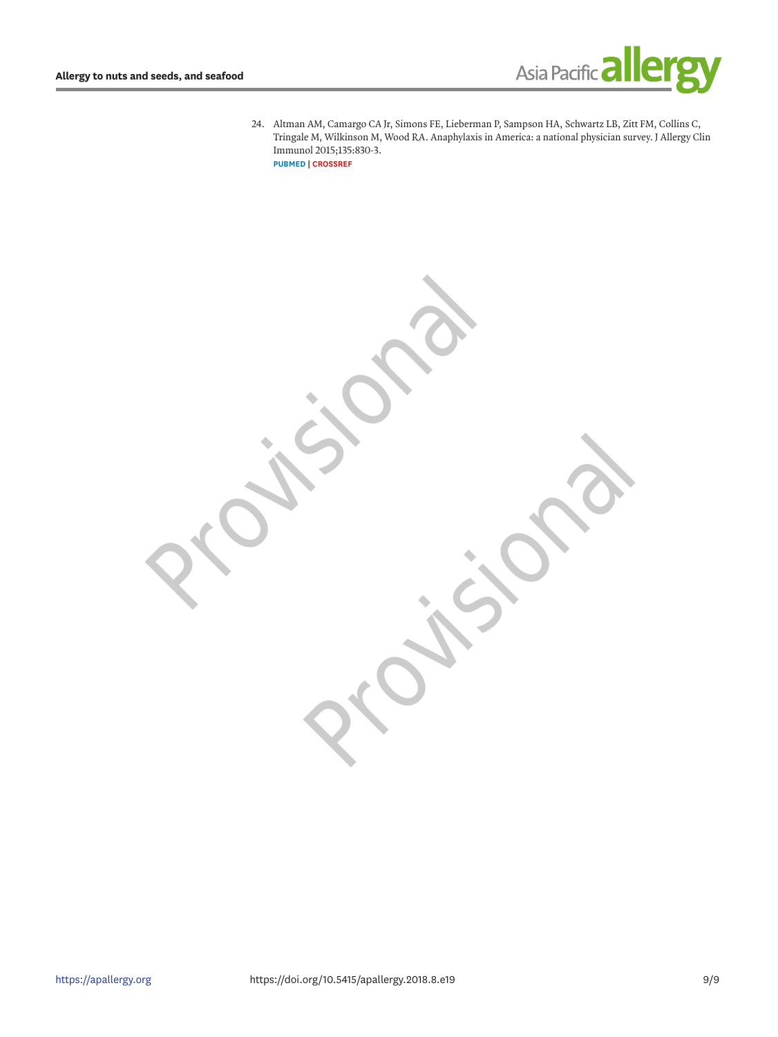24. Altman AM, Camargo CA Jr, Simons FE, Lieberman P, Sampson HA, Schwartz LB, Zitt FM, Collins C, Tringale M, Wilkinson M, Wood RA. Anaphylaxis in America: a national physician survey. J Allergy Clin Immunol 2015;135:830-3.
PUBMED | CROSSREF